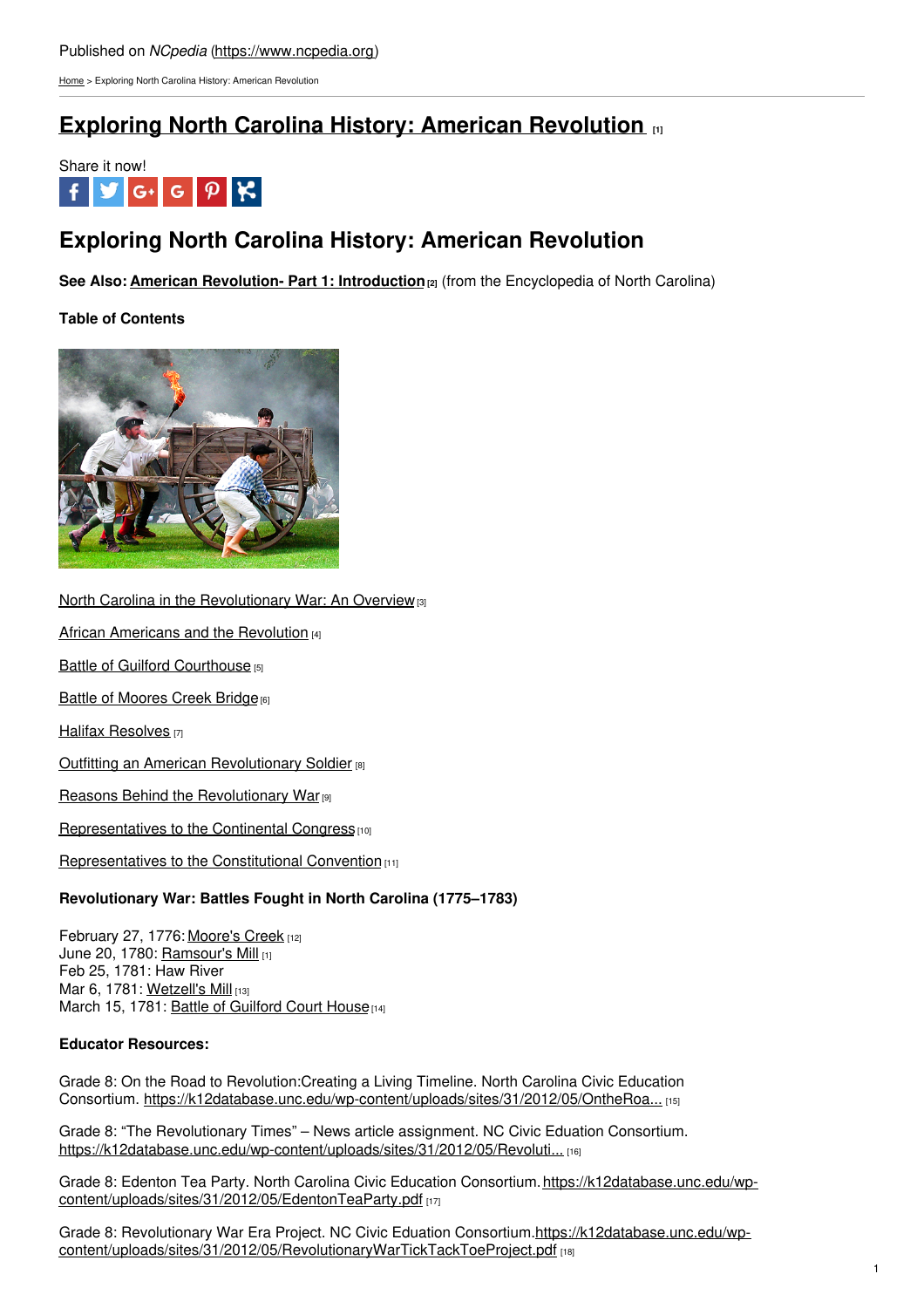Published on *NCpedia* (https://www.ncpedia.org)

Home > Exploring North Carolina History: American Revolution

# Exploring North Carolina History: American Revolution [1]

Share it now!

## Exploring North Carolina History: American Revolution

**See Also: American Revolution- Part 1: Introduction** [2] (from the Encyclopedia of North Carolina)

**Table of Contents**

North Carolina in the Revolutionary War: An Overview [3]

African Americans and the Revolution [4]

Battle of Guilford Courthouse [5]

Battle of Moores Creek Bridge [6]

Halifax Resolves [7]

Outfitting an American Revolutionary Soldier [8]

Reasons Behind the Revolutionary War [9]

Representatives to the Continental Congress [10]

Representatives to the Constitutional Convention [11]

**Revolutionary War: Battles Fought in North Carolina (1775–1783)**

February 27, 1776: Moore's Creek [12]
June 20, 1780: Ramsour's Mill [1]
Feb 25, 1781: Haw River
Mar 6, 1781: Wetzell's Mill [13]
March 15, 1781: Battle of Guilford Court House [14]

**Educator Resources:**

Grade 8: On the Road to Revolution:Creating a Living Timeline. North Carolina Civic Education Consortium. https://k12database.unc.edu/wp-content/uploads/sites/31/2012/05/OntheRoa... [15]

Grade 8: "The Revolutionary Times" – News article assignment. NC Civic Eduation Consortium. https://k12database.unc.edu/wp-content/uploads/sites/31/2012/05/Revoluti... [16]

Grade 8: Edenton Tea Party. North Carolina Civic Education Consortium. https://k12database.unc.edu/wp-content/uploads/sites/31/2012/05/EdentonTeaParty.pdf [17]

Grade 8: Revolutionary War Era Project. NC Civic Eduation Consortium. https://k12database.unc.edu/wp-content/uploads/sites/31/2012/05/RevolutionaryWarTickTackToeProject.pdf [18]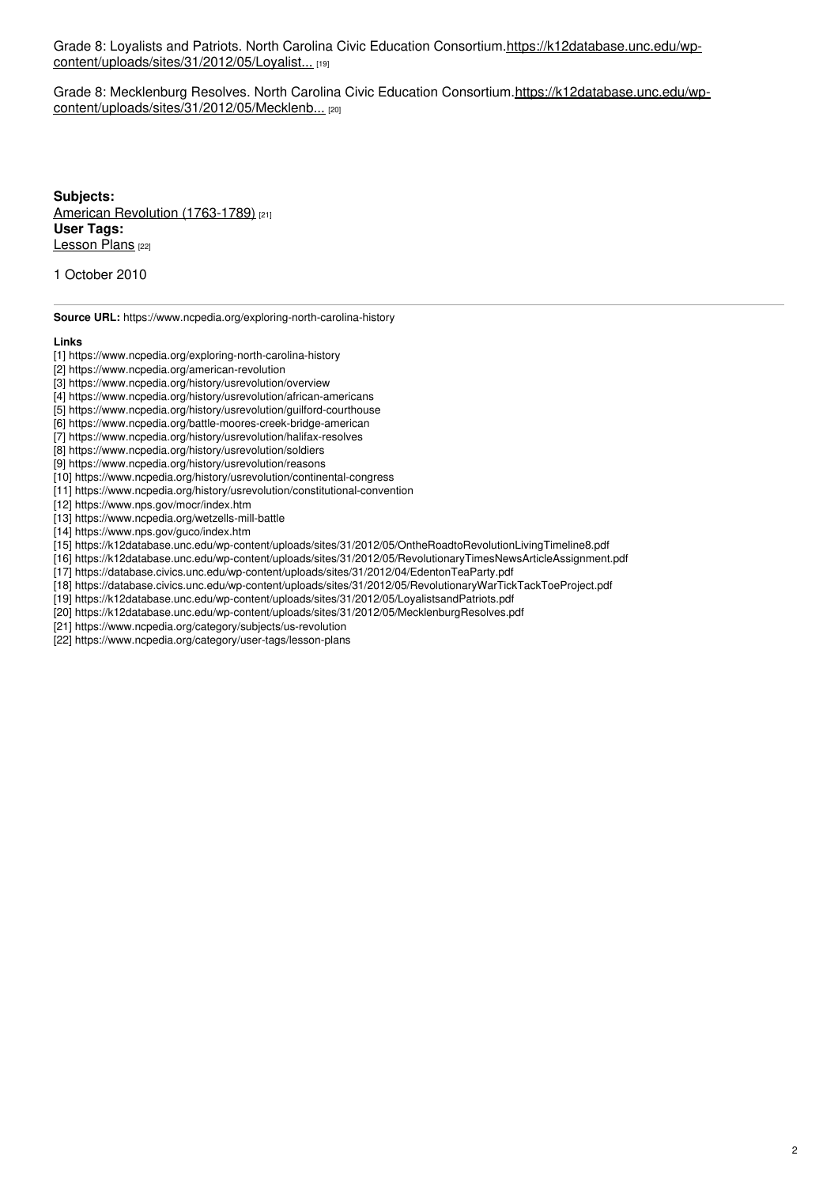Grade 8: Loyalists and Patriots. North Carolina Civic Education Consortium.https://k12database.unc.edu/wp-content/uploads/sites/31/2012/05/Loyalist... [19]

Grade 8: Mecklenburg Resolves. North Carolina Civic Education Consortium.https://k12database.unc.edu/wp-content/uploads/sites/31/2012/05/Mecklenb... [20]

**Subjects:**
American Revolution (1763-1789) [21]
**User Tags:**
Lesson Plans [22]

1 October 2010

**Source URL:** https://www.ncpedia.org/exploring-north-carolina-history

**Links**

[1] https://www.ncpedia.org/exploring-north-carolina-history
[2] https://www.ncpedia.org/american-revolution
[3] https://www.ncpedia.org/history/usrevolution/overview
[4] https://www.ncpedia.org/history/usrevolution/african-americans
[5] https://www.ncpedia.org/history/usrevolution/guilford-courthouse
[6] https://www.ncpedia.org/battle-moores-creek-bridge-american
[7] https://www.ncpedia.org/history/usrevolution/halifax-resolves
[8] https://www.ncpedia.org/history/usrevolution/soldiers
[9] https://www.ncpedia.org/history/usrevolution/reasons
[10] https://www.ncpedia.org/history/usrevolution/continental-congress
[11] https://www.ncpedia.org/history/usrevolution/constitutional-convention
[12] https://www.nps.gov/mocr/index.htm
[13] https://www.ncpedia.org/wetzells-mill-battle
[14] https://www.nps.gov/guco/index.htm
[15] https://k12database.unc.edu/wp-content/uploads/sites/31/2012/05/OntheRoadtoRevolutionLivingTimeline8.pdf
[16] https://k12database.unc.edu/wp-content/uploads/sites/31/2012/05/RevolutionaryTimesNewsArticleAssignment.pdf
[17] https://database.civics.unc.edu/wp-content/uploads/sites/31/2012/04/EdentonTeaParty.pdf
[18] https://database.civics.unc.edu/wp-content/uploads/sites/31/2012/05/RevolutionaryWarTickTackToeProject.pdf
[19] https://k12database.unc.edu/wp-content/uploads/sites/31/2012/05/LoyalistsandPatriots.pdf
[20] https://k12database.unc.edu/wp-content/uploads/sites/31/2012/05/MecklenburgResolves.pdf
[21] https://www.ncpedia.org/category/subjects/us-revolution
[22] https://www.ncpedia.org/category/user-tags/lesson-plans